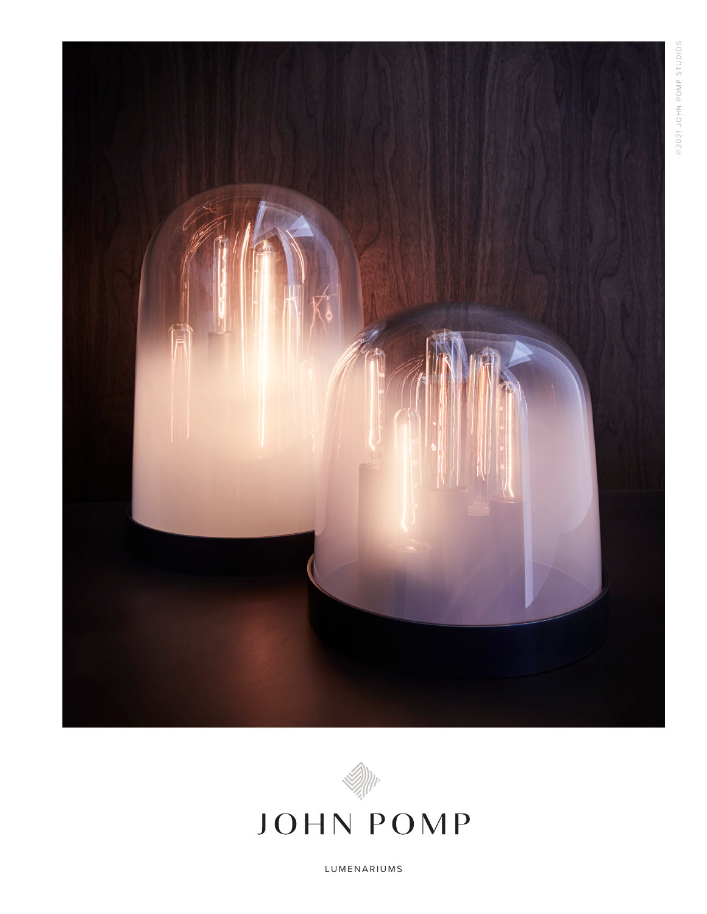©2021 JOHN POMP STUDIOS

# JOHN POMP

LUMENARIUMS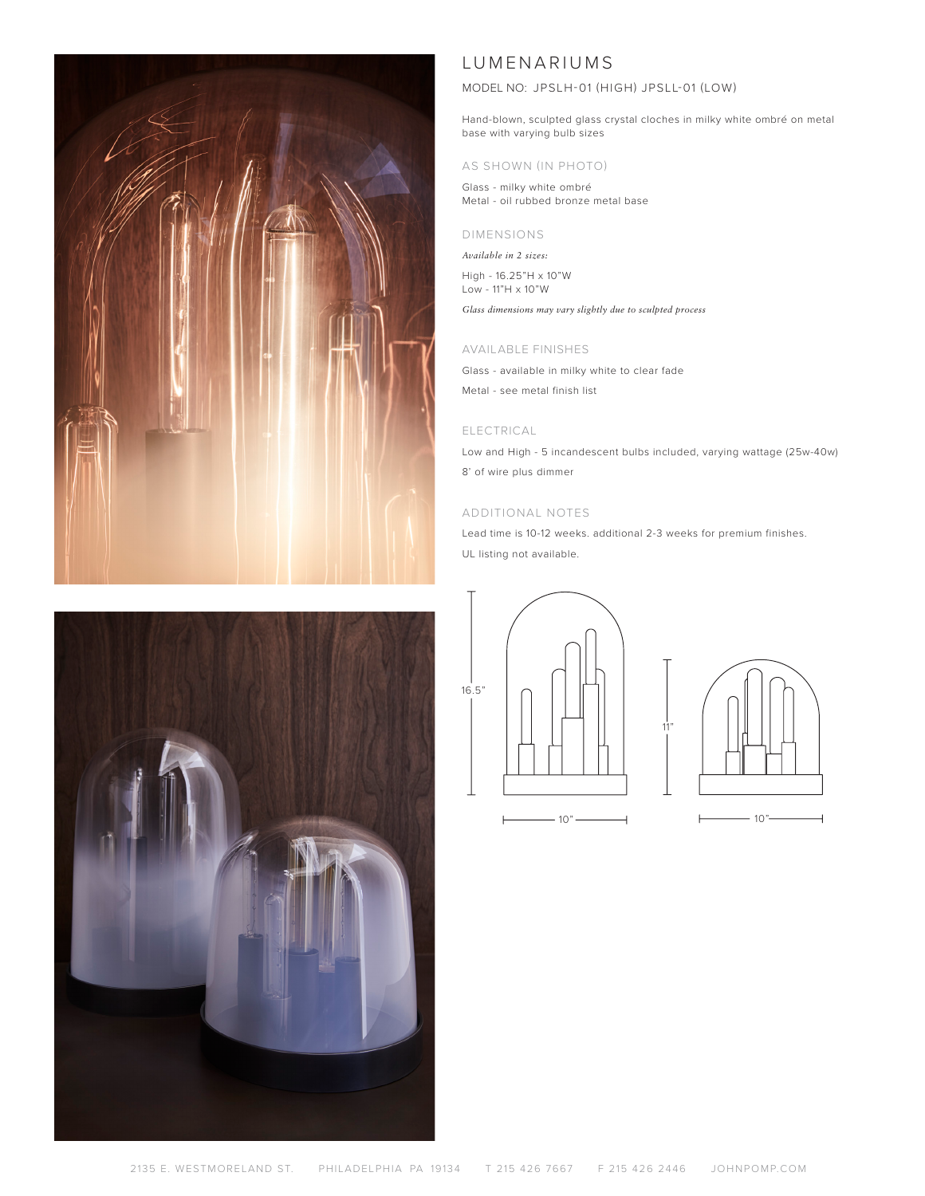# LUMENARIUMS

MODEL NO: JPSLH-01 (HIGH) JPSLL-01 (LOW)

Hand-blown, sculpted glass crystal cloches in milky white ombré on metal base with varying bulb sizes

## AS SHOWN (IN PHOTO)

Glass - milky white ombré
Metal - oil rubbed bronze metal base

## DIMENSIONS

*Available in 2 sizes:*

High - 16.25"H x 10"W
Low - 11"H x 10"W

*Glass dimensions may vary slightly due to sculpted process*

## AVAILABLE FINISHES

Glass - available in milky white to clear fade

Metal - see metal finish list

## ELECTRICAL

Low and High - 5 incandescent bulbs included, varying wattage (25w-40w)

8' of wire plus dimmer

## ADDITIONAL NOTES

Lead time is 10-12 weeks. additional 2-3 weeks for premium finishes.

UL listing not available.

16.5"
10"
11"
10"

2135 E. WESTMORELAND ST. PHILADELPHIA PA 19134 T 215 426 7667 F 215 426 2446 JOHNPOMP.COM